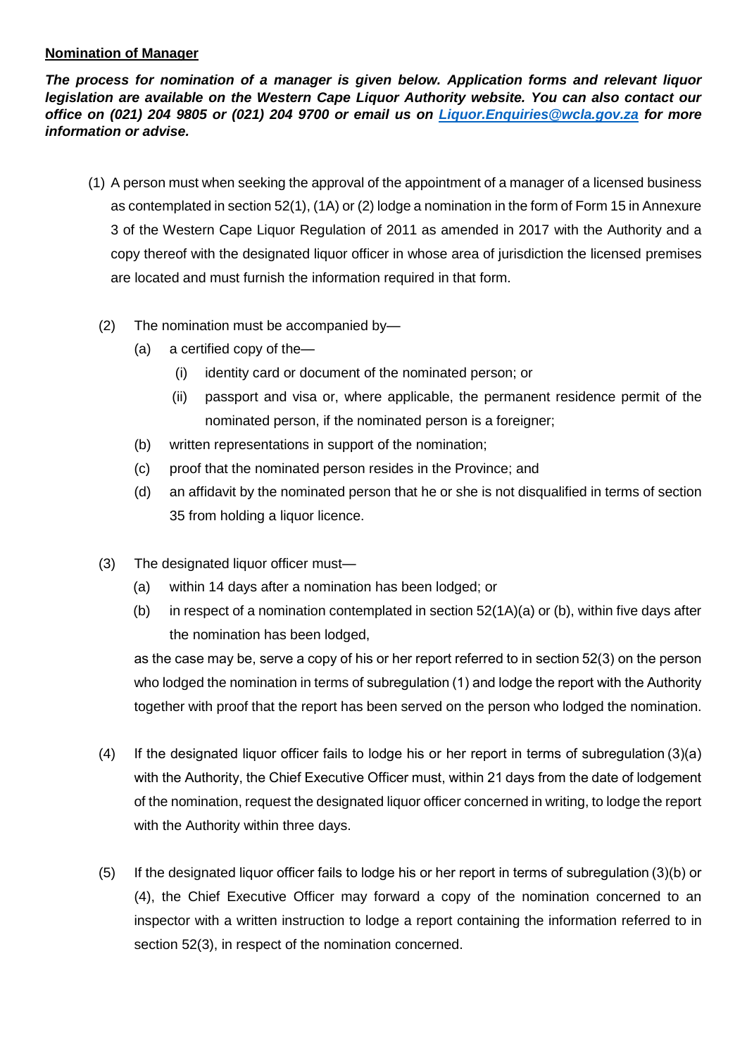**Nomination of Manager**

***The process for nomination of a manager is given below. Application forms and relevant liquor legislation are available on the Western Cape Liquor Authority website. You can also contact our office on (021) 204 9805 or (021) 204 9700 or email us on [Liquor.Enquiries@wcla.gov.za](mailto:Liquor.Enquiries@wcla.gov.za) for more information or advise.***

(1) A person must when seeking the approval of the appointment of a manager of a licensed business as contemplated in section 52(1), (1A) or (2) lodge a nomination in the form of Form 15 in Annexure 3 of the Western Cape Liquor Regulation of 2011 as amended in 2017 with the Authority and a copy thereof with the designated liquor officer in whose area of jurisdiction the licensed premises are located and must furnish the information required in that form.

(2) The nomination must be accompanied by—

- (a) a certified copy of the—
  - (i) identity card or document of the nominated person; or
  - (ii) passport and visa or, where applicable, the permanent residence permit of the nominated person, if the nominated person is a foreigner;
- (b) written representations in support of the nomination;
- (c) proof that the nominated person resides in the Province; and
- (d) an affidavit by the nominated person that he or she is not disqualified in terms of section 35 from holding a liquor licence.

(3) The designated liquor officer must—

- (a) within 14 days after a nomination has been lodged; or
- (b) in respect of a nomination contemplated in section 52(1A)(a) or (b), within five days after the nomination has been lodged,

as the case may be, serve a copy of his or her report referred to in section 52(3) on the person who lodged the nomination in terms of subregulation (1) and lodge the report with the Authority together with proof that the report has been served on the person who lodged the nomination.

(4) If the designated liquor officer fails to lodge his or her report in terms of subregulation (3)(a) with the Authority, the Chief Executive Officer must, within 21 days from the date of lodgement of the nomination, request the designated liquor officer concerned in writing, to lodge the report with the Authority within three days.

(5) If the designated liquor officer fails to lodge his or her report in terms of subregulation (3)(b) or (4), the Chief Executive Officer may forward a copy of the nomination concerned to an inspector with a written instruction to lodge a report containing the information referred to in section 52(3), in respect of the nomination concerned.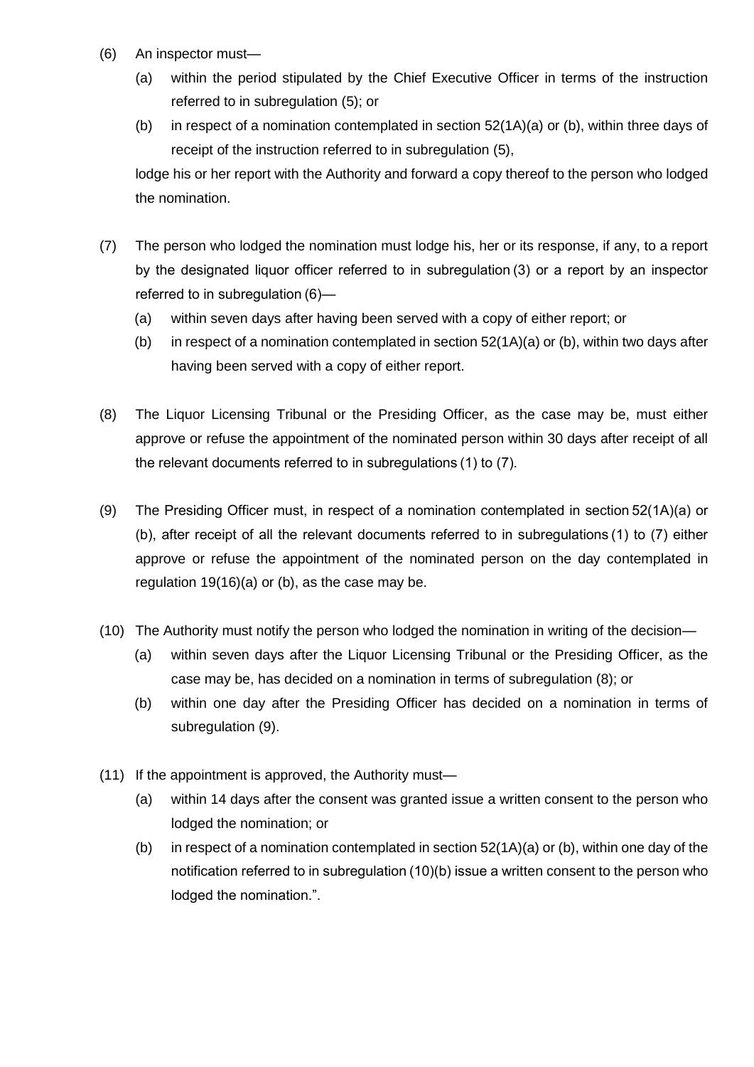(6) An inspector must—

(a) within the period stipulated by the Chief Executive Officer in terms of the instruction referred to in subregulation (5); or

(b) in respect of a nomination contemplated in section 52(1A)(a) or (b), within three days of receipt of the instruction referred to in subregulation (5),

lodge his or her report with the Authority and forward a copy thereof to the person who lodged the nomination.

(7) The person who lodged the nomination must lodge his, her or its response, if any, to a report by the designated liquor officer referred to in subregulation (3) or a report by an inspector referred to in subregulation (6)—

(a) within seven days after having been served with a copy of either report; or

(b) in respect of a nomination contemplated in section 52(1A)(a) or (b), within two days after having been served with a copy of either report.

(8) The Liquor Licensing Tribunal or the Presiding Officer, as the case may be, must either approve or refuse the appointment of the nominated person within 30 days after receipt of all the relevant documents referred to in subregulations (1) to (7).

(9) The Presiding Officer must, in respect of a nomination contemplated in section 52(1A)(a) or (b), after receipt of all the relevant documents referred to in subregulations (1) to (7) either approve or refuse the appointment of the nominated person on the day contemplated in regulation 19(16)(a) or (b), as the case may be.

(10) The Authority must notify the person who lodged the nomination in writing of the decision—

(a) within seven days after the Liquor Licensing Tribunal or the Presiding Officer, as the case may be, has decided on a nomination in terms of subregulation (8); or

(b) within one day after the Presiding Officer has decided on a nomination in terms of subregulation (9).

(11) If the appointment is approved, the Authority must—

(a) within 14 days after the consent was granted issue a written consent to the person who lodged the nomination; or

(b) in respect of a nomination contemplated in section 52(1A)(a) or (b), within one day of the notification referred to in subregulation (10)(b) issue a written consent to the person who lodged the nomination.".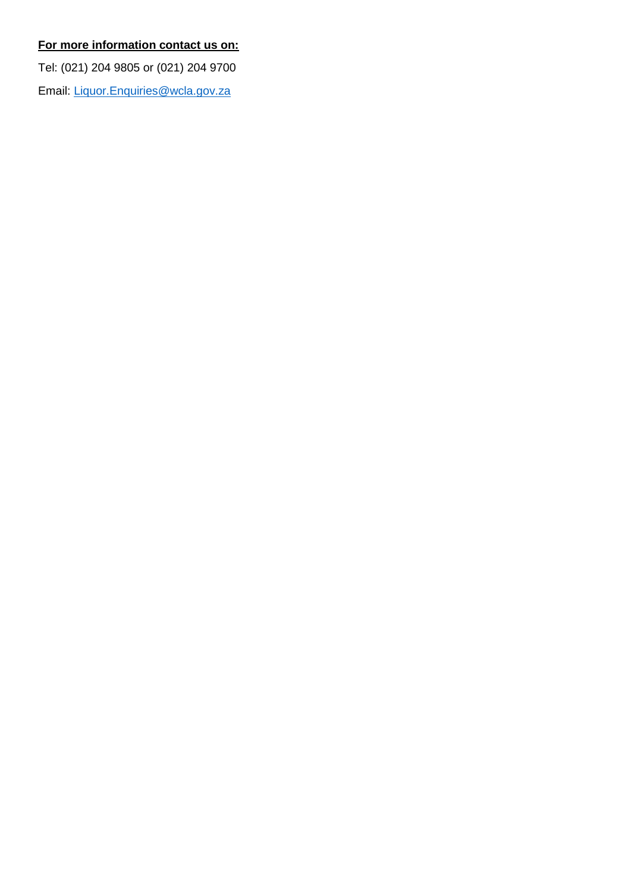**For more information contact us on:**

Tel: (021) 204 9805 or (021) 204 9700

Email: Liquor.Enquiries@wcla.gov.za